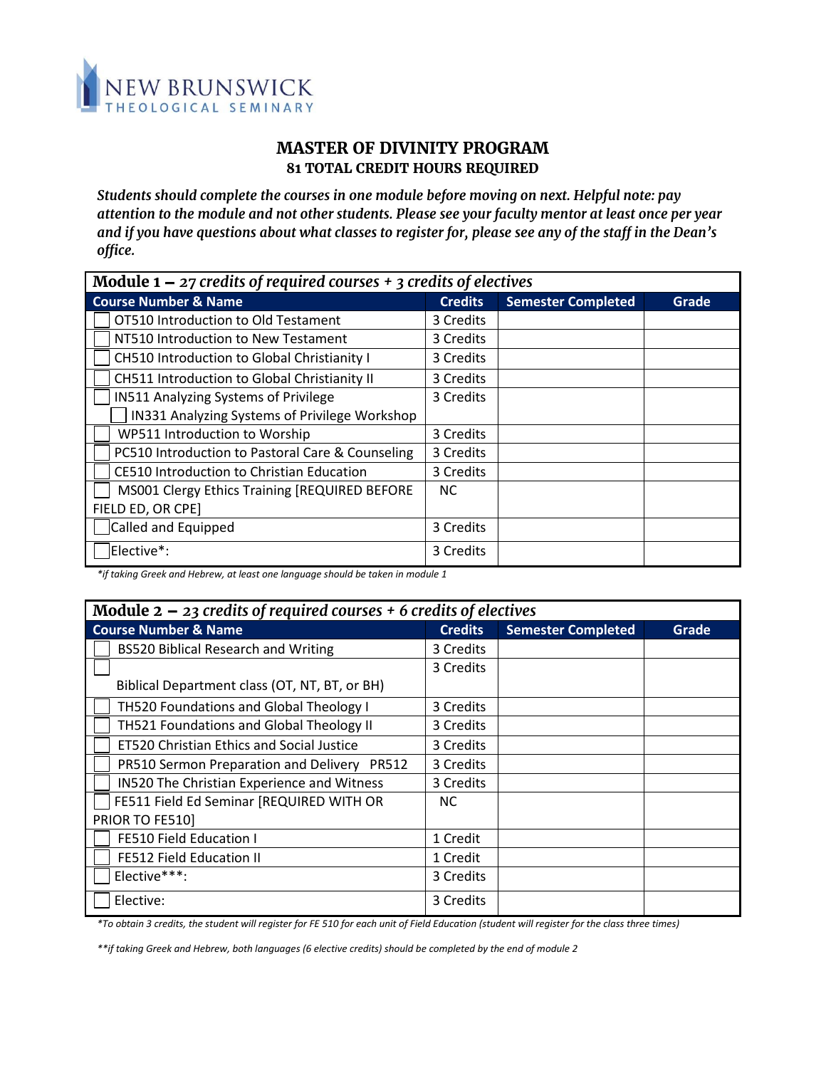NEW BRUNSWICK THEOLOGICAL SEMINARY

# MASTER OF DIVINITY PROGRAM

## 81 TOTAL CREDIT HOURS REQUIRED

***Students should complete the courses in one module before moving on next. Helpful note: pay attention to the module and not other students. Please see your faculty mentor at least once per year and if you have questions about what classes to register for, please see any of the staff in the Dean's office.***

| **Module 1 – *27 credits of required courses + 3 credits of electives*** | | | |
|---|---|---|---|
| **Course Number & Name** | **Credits** | **Semester Completed** | **Grade** |
| ☐ OT510 Introduction to Old Testament | 3 Credits | | |
| ☐ NT510 Introduction to New Testament | 3 Credits | | |
| ☐ CH510 Introduction to Global Christianity I | 3 Credits | | |
| ☐ CH511 Introduction to Global Christianity II | 3 Credits | | |
| ☐ IN511 Analyzing Systems of Privilege<br>☐ IN331 Analyzing Systems of Privilege Workshop | 3 Credits | | |
| ☐ WP511 Introduction to Worship | 3 Credits | | |
| ☐ PC510 Introduction to Pastoral Care & Counseling | 3 Credits | | |
| ☐ CE510 Introduction to Christian Education | 3 Credits | | |
| ☐ MS001 Clergy Ethics Training [REQUIRED BEFORE FIELD ED, OR CPE] | NC | | |
| ☐ Called and Equipped | 3 Credits | | |
| ☐ Elective*: | 3 Credits | | |

*\*if taking Greek and Hebrew, at least one language should be taken in module 1*

| **Module 2 – *23 credits of required courses + 6 credits of electives*** | | | |
|---|---|---|---|
| **Course Number & Name** | **Credits** | **Semester Completed** | **Grade** |
| ☐ BS520 Biblical Research and Writing | 3 Credits | | |
| ☐ Biblical Department class (OT, NT, BT, or BH) | 3 Credits | | |
| ☐ TH520 Foundations and Global Theology I | 3 Credits | | |
| ☐ TH521 Foundations and Global Theology II | 3 Credits | | |
| ☐ ET520 Christian Ethics and Social Justice | 3 Credits | | |
| ☐ PR510 Sermon Preparation and Delivery PR512 | 3 Credits | | |
| ☐ IN520 The Christian Experience and Witness | 3 Credits | | |
| ☐ FE511 Field Ed Seminar [REQUIRED WITH OR PRIOR TO FE510] | NC | | |
| ☐ FE510 Field Education I | 1 Credit | | |
| ☐ FE512 Field Education II | 1 Credit | | |
| ☐ Elective***: | 3 Credits | | |
| ☐ Elective: | 3 Credits | | |

*\*To obtain 3 credits, the student will register for FE 510 for each unit of Field Education (student will register for the class three times)*

*\*\*if taking Greek and Hebrew, both languages (6 elective credits) should be completed by the end of module 2*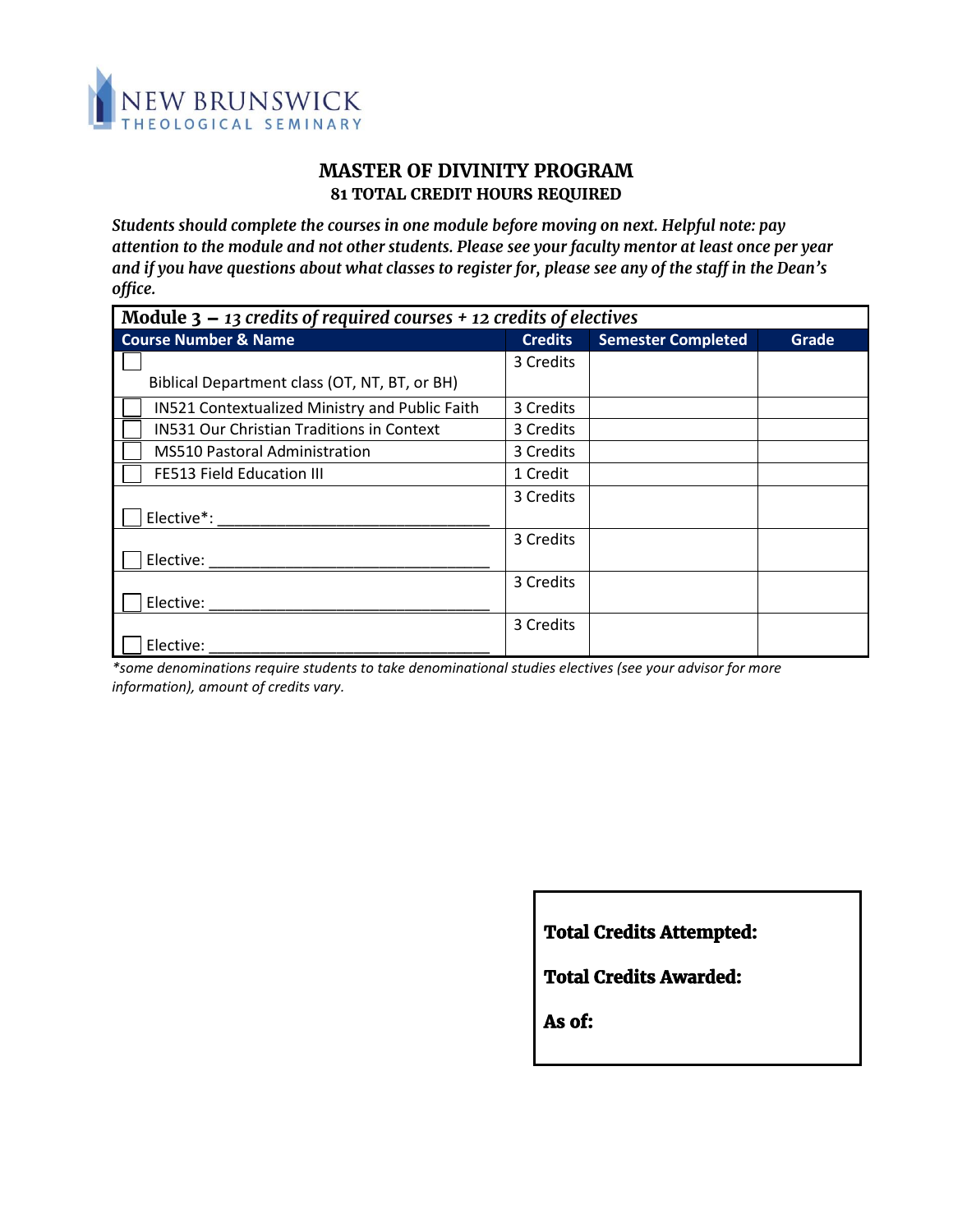NEW BRUNSWICK
THEOLOGICAL SEMINARY

## MASTER OF DIVINITY PROGRAM

### 81 TOTAL CREDIT HOURS REQUIRED

***Students should complete the courses in one module before moving on next. Helpful note: pay attention to the module and not other students. Please see your faculty mentor at least once per year and if you have questions about what classes to register for, please see any of the staff in the Dean's office.***

**Module 3 –** *13 credits of required courses + 12 credits of electives*

| Course Number & Name | Credits | Semester Completed | Grade |
|---|---|---|---|
| ☐ Biblical Department class (OT, NT, BT, or BH) | 3 Credits | | |
| ☐ IN521 Contextualized Ministry and Public Faith | 3 Credits | | |
| ☐ IN531 Our Christian Traditions in Context | 3 Credits | | |
| ☐ MS510 Pastoral Administration | 3 Credits | | |
| ☐ FE513 Field Education III | 1 Credit | | |
| ☐ Elective*: ______________________________ | 3 Credits | | |
| ☐ Elective: ______________________________ | 3 Credits | | |
| ☐ Elective: ______________________________ | 3 Credits | | |
| ☐ Elective: ______________________________ | 3 Credits | | |

*\*some denominations require students to take denominational studies electives (see your advisor for more information), amount of credits vary.*

**Total Credits Attempted:**

**Total Credits Awarded:**

**As of:**